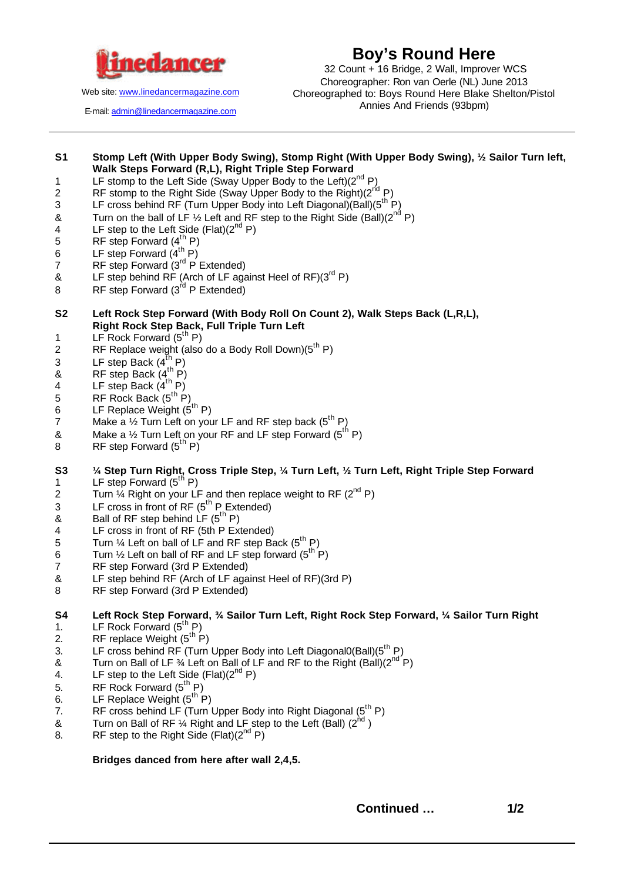Linedancer

Web site: www.linedancermagazine.com

E-mail: admin@linedancermagazine.com

# Boy's Round Here

32 Count + 16 Bridge, 2 Wall, Improver WCS
Choreographer: Ron van Oerle (NL) June 2013
Choreographed to: Boys Round Here Blake Shelton/Pistol Annies And Friends (93bpm)

---

**S1 Stomp Left (With Upper Body Swing), Stomp Right (With Upper Body Swing), ½ Sailor Turn left, Walk Steps Forward (R,L), Right Triple Step Forward**

| | |
|---|---|
| 1 | LF stomp to the Left Side (Sway Upper Body to the Left)(2nd P) |
| 2 | RF stomp to the Right Side (Sway Upper Body to the Right)(2nd P) |
| 3 | LF cross behind RF (Turn Upper Body into Left Diagonal)(Ball)(5th P) |
| & | Turn on the ball of LF ½ Left and RF step to the Right Side (Ball)(2nd P) |
| 4 | LF step to the Left Side (Flat)(2nd P) |
| 5 | RF step Forward (4th P) |
| 6 | LF step Forward (4th P) |
| 7 | RF step Forward (3rd P Extended) |
| & | LF step behind RF (Arch of LF against Heel of RF)(3rd P) |
| 8 | RF step Forward (3rd P Extended) |

**S2 Left Rock Step Forward (With Body Roll On Count 2), Walk Steps Back (L,R,L), Right Rock Step Back, Full Triple Turn Left**

| | |
|---|---|
| 1 | LF Rock Forward (5th P) |
| 2 | RF Replace weight (also do a Body Roll Down)(5th P) |
| 3 | LF step Back (4th P) |
| & | RF step Back (4th P) |
| 4 | LF step Back (4th P) |
| 5 | RF Rock Back (5th P) |
| 6 | LF Replace Weight (5th P) |
| 7 | Make a ½ Turn Left on your LF and RF step back (5th P) |
| & | Make a ½ Turn Left on your RF and LF step Forward (5th P) |
| 8 | RF step Forward (5th P) |

**S3 ¼ Step Turn Right, Cross Triple Step, ¼ Turn Left, ½ Turn Left, Right Triple Step Forward**

| | |
|---|---|
| 1 | LF step Forward (5th P) |
| 2 | Turn ¼ Right on your LF and then replace weight to RF (2nd P) |
| 3 | LF cross in front of RF (5th P Extended) |
| & | Ball of RF step behind LF (5th P) |
| 4 | LF cross in front of RF (5th P Extended) |
| 5 | Turn ¼ Left on ball of LF and RF step Back (5th P) |
| 6 | Turn ½ Left on ball of RF and LF step forward (5th P) |
| 7 | RF step Forward (3rd P Extended) |
| & | LF step behind RF (Arch of LF against Heel of RF)(3rd P) |
| 8 | RF step Forward (3rd P Extended) |

**S4 Left Rock Step Forward, ¾ Sailor Turn Left, Right Rock Step Forward, ¼ Sailor Turn Right**

| | |
|---|---|
| 1. | LF Rock Forward (5th P) |
| 2. | RF replace Weight (5th P) |
| 3. | LF cross behind RF (Turn Upper Body into Left Diagonal0(Ball)(5th P) |
| & | Turn on Ball of LF ¾ Left on Ball of LF and RF to the Right (Ball)(2nd P) |
| 4. | LF step to the Left Side (Flat)(2nd P) |
| 5. | RF Rock Forward (5th P) |
| 6. | LF Replace Weight (5th P) |
| 7. | RF cross behind LF (Turn Upper Body into Right Diagonal (5th P) |
| & | Turn on Ball of RF ¼ Right and LF step to the Left (Ball) (2nd ) |
| 8. | RF step to the Right Side (Flat)(2nd P) |

**Bridges danced from here after wall 2,4,5.**

**Continued …**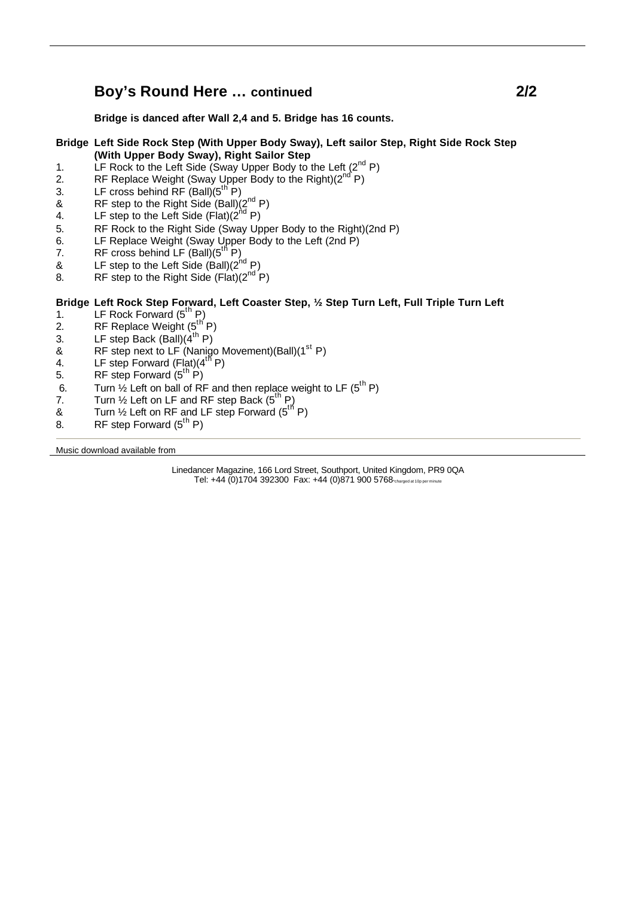## Boy's Round Here … continued

**Bridge is danced after Wall 2,4 and 5. Bridge has 16 counts.**

**Bridge Left Side Rock Step (With Upper Body Sway), Left sailor Step, Right Side Rock Step (With Upper Body Sway), Right Sailor Step**

| | |
|---|---|
| 1. | LF Rock to the Left Side (Sway Upper Body to the Left (2nd P) |
| 2. | RF Replace Weight (Sway Upper Body to the Right)(2nd P) |
| 3. | LF cross behind RF (Ball)(5th P) |
| & | RF step to the Right Side (Ball)(2nd P) |
| 4. | LF step to the Left Side (Flat)(2nd P) |
| 5. | RF Rock to the Right Side (Sway Upper Body to the Right)(2nd P) |
| 6. | LF Replace Weight (Sway Upper Body to the Left (2nd P) |
| 7. | RF cross behind LF (Ball)(5th P) |
| & | LF step to the Left Side (Ball)(2nd P) |
| 8. | RF step to the Right Side (Flat)(2nd P) |

**Bridge Left Rock Step Forward, Left Coaster Step, ½ Step Turn Left, Full Triple Turn Left**

| | |
|---|---|
| 1. | LF Rock Forward (5th P) |
| 2. | RF Replace Weight (5th P) |
| 3. | LF step Back (Ball)(4th P) |
| & | RF step next to LF (Nanigo Movement)(Ball)(1st P) |
| 4. | LF step Forward (Flat)(4th P) |
| 5. | RF step Forward (5th P) |
| 6. | Turn ½ Left on ball of RF and then replace weight to LF (5th P) |
| 7. | Turn ½ Left on LF and RF step Back (5th P) |
| & | Turn ½ Left on RF and LF step Forward (5th P) |
| 8. | RF step Forward (5th P) |

Music download available from

Linedancer Magazine, 166 Lord Street, Southport, United Kingdom, PR9 0QA
Tel: +44 (0)1704 392300 Fax: +44 (0)871 900 5768*charged at 10p per minute